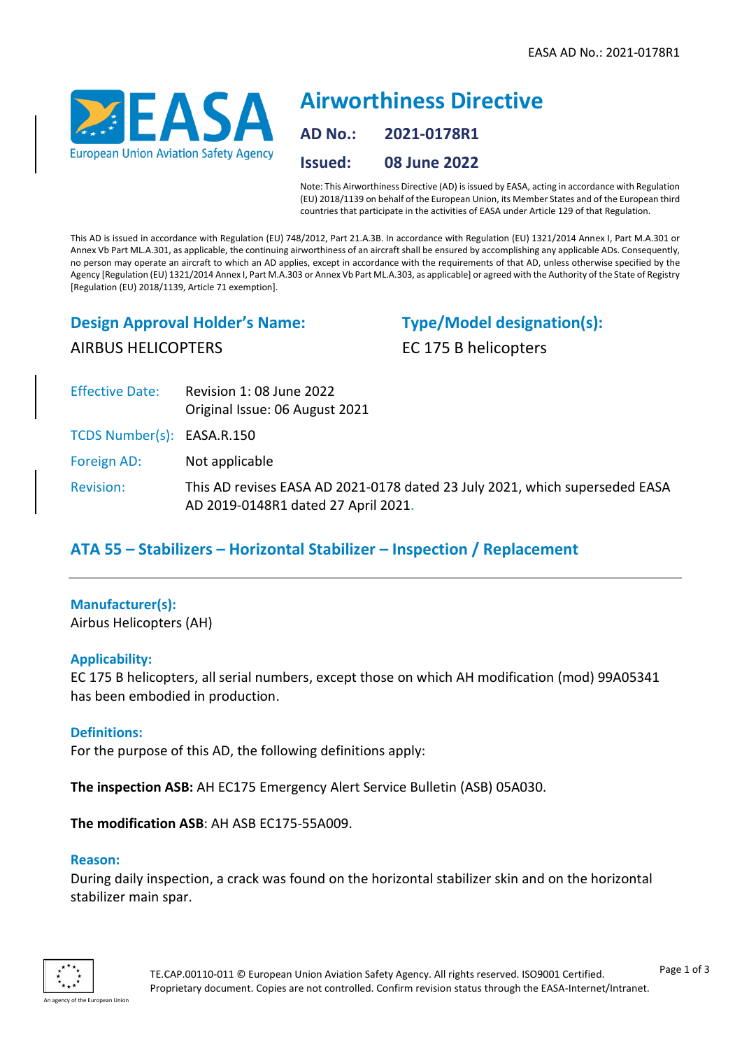# Airworthiness Directive

**AD No.:** 2021-0178R1

**Issued:** 08 June 2022

Note: This Airworthiness Directive (AD) is issued by EASA, acting in accordance with Regulation (EU) 2018/1139 on behalf of the European Union, its Member States and of the European third countries that participate in the activities of EASA under Article 129 of that Regulation.

This AD is issued in accordance with Regulation (EU) 748/2012, Part 21.A.3B. In accordance with Regulation (EU) 1321/2014 Annex I, Part M.A.301 or Annex Vb Part ML.A.301, as applicable, the continuing airworthiness of an aircraft shall be ensured by accomplishing any applicable ADs. Consequently, no person may operate an aircraft to which an AD applies, except in accordance with the requirements of that AD, unless otherwise specified by the Agency [Regulation (EU) 1321/2014 Annex I, Part M.A.303 or Annex Vb Part ML.A.303, as applicable] or agreed with the Authority of the State of Registry [Regulation (EU) 2018/1139, Article 71 exemption].

## Design Approval Holder's Name:

AIRBUS HELICOPTERS

## Type/Model designation(s):

EC 175 B helicopters

| | |
|---|---|
| Effective Date: | Revision 1: 08 June 2022<br>Original Issue: 06 August 2021 |
| TCDS Number(s): | EASA.R.150 |
| Foreign AD: | Not applicable |
| Revision: | This AD revises EASA AD 2021-0178 dated 23 July 2021, which superseded EASA AD 2019-0148R1 dated 27 April 2021. |

## ATA 55 – Stabilizers – Horizontal Stabilizer – Inspection / Replacement

### Manufacturer(s):

Airbus Helicopters (AH)

### Applicability:

EC 175 B helicopters, all serial numbers, except those on which AH modification (mod) 99A05341 has been embodied in production.

### Definitions:

For the purpose of this AD, the following definitions apply:

**The inspection ASB:** AH EC175 Emergency Alert Service Bulletin (ASB) 05A030.

**The modification ASB**: AH ASB EC175-55A009.

### Reason:

During daily inspection, a crack was found on the horizontal stabilizer skin and on the horizontal stabilizer main spar.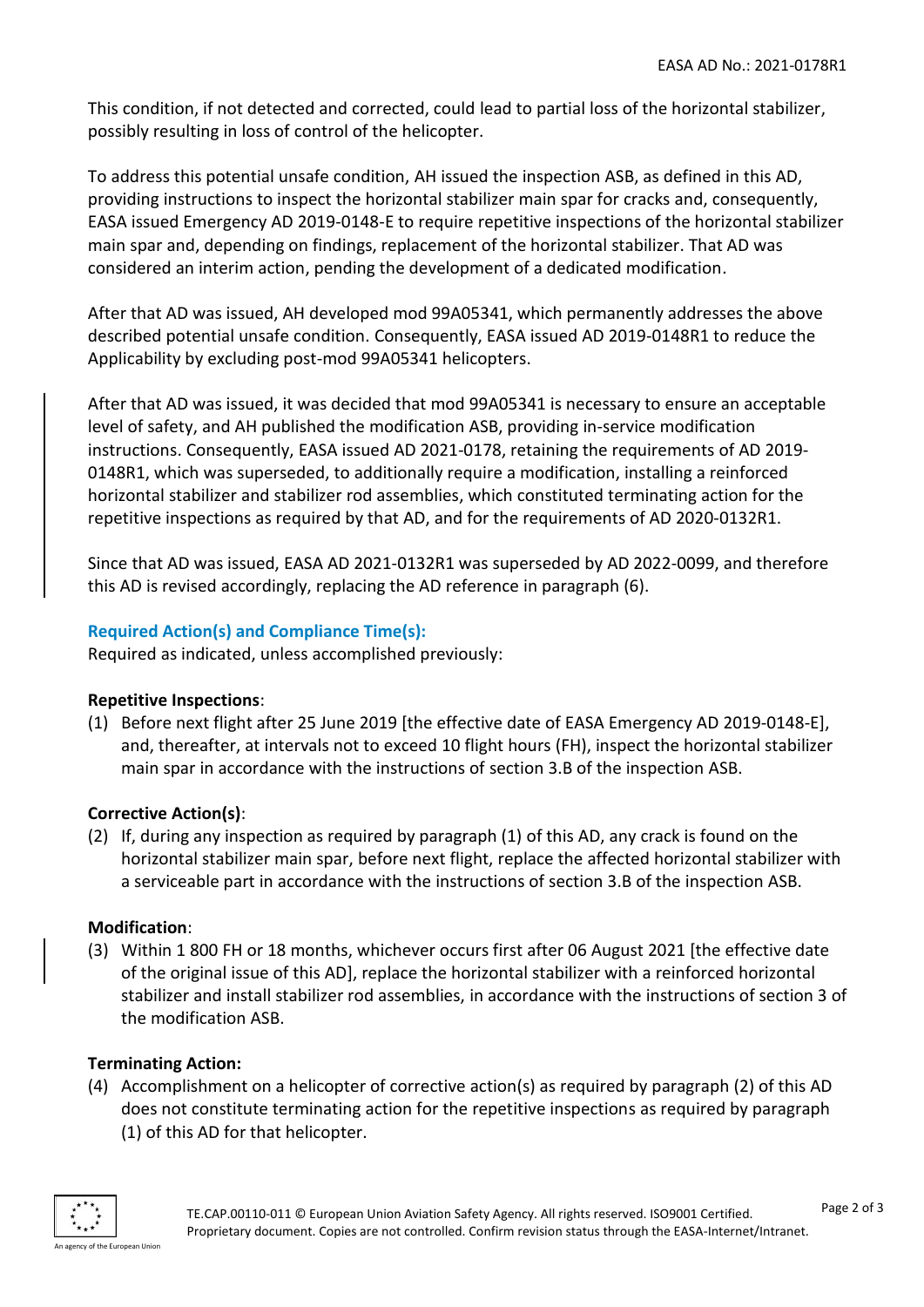This condition, if not detected and corrected, could lead to partial loss of the horizontal stabilizer, possibly resulting in loss of control of the helicopter.

To address this potential unsafe condition, AH issued the inspection ASB, as defined in this AD, providing instructions to inspect the horizontal stabilizer main spar for cracks and, consequently, EASA issued Emergency AD 2019-0148-E to require repetitive inspections of the horizontal stabilizer main spar and, depending on findings, replacement of the horizontal stabilizer. That AD was considered an interim action, pending the development of a dedicated modification.

After that AD was issued, AH developed mod 99A05341, which permanently addresses the above described potential unsafe condition. Consequently, EASA issued AD 2019-0148R1 to reduce the Applicability by excluding post-mod 99A05341 helicopters.

After that AD was issued, it was decided that mod 99A05341 is necessary to ensure an acceptable level of safety, and AH published the modification ASB, providing in-service modification instructions. Consequently, EASA issued AD 2021-0178, retaining the requirements of AD 2019-0148R1, which was superseded, to additionally require a modification, installing a reinforced horizontal stabilizer and stabilizer rod assemblies, which constituted terminating action for the repetitive inspections as required by that AD, and for the requirements of AD 2020-0132R1.

Since that AD was issued, EASA AD 2021-0132R1 was superseded by AD 2022-0099, and therefore this AD is revised accordingly, replacing the AD reference in paragraph (6).

### Required Action(s) and Compliance Time(s):

Required as indicated, unless accomplished previously:

**Repetitive Inspections**:

(1) Before next flight after 25 June 2019 [the effective date of EASA Emergency AD 2019-0148-E], and, thereafter, at intervals not to exceed 10 flight hours (FH), inspect the horizontal stabilizer main spar in accordance with the instructions of section 3.B of the inspection ASB.

**Corrective Action(s)**:

(2) If, during any inspection as required by paragraph (1) of this AD, any crack is found on the horizontal stabilizer main spar, before next flight, replace the affected horizontal stabilizer with a serviceable part in accordance with the instructions of section 3.B of the inspection ASB.

**Modification**:

(3) Within 1 800 FH or 18 months, whichever occurs first after 06 August 2021 [the effective date of the original issue of this AD], replace the horizontal stabilizer with a reinforced horizontal stabilizer and install stabilizer rod assemblies, in accordance with the instructions of section 3 of the modification ASB.

**Terminating Action:**

(4) Accomplishment on a helicopter of corrective action(s) as required by paragraph (2) of this AD does not constitute terminating action for the repetitive inspections as required by paragraph (1) of this AD for that helicopter.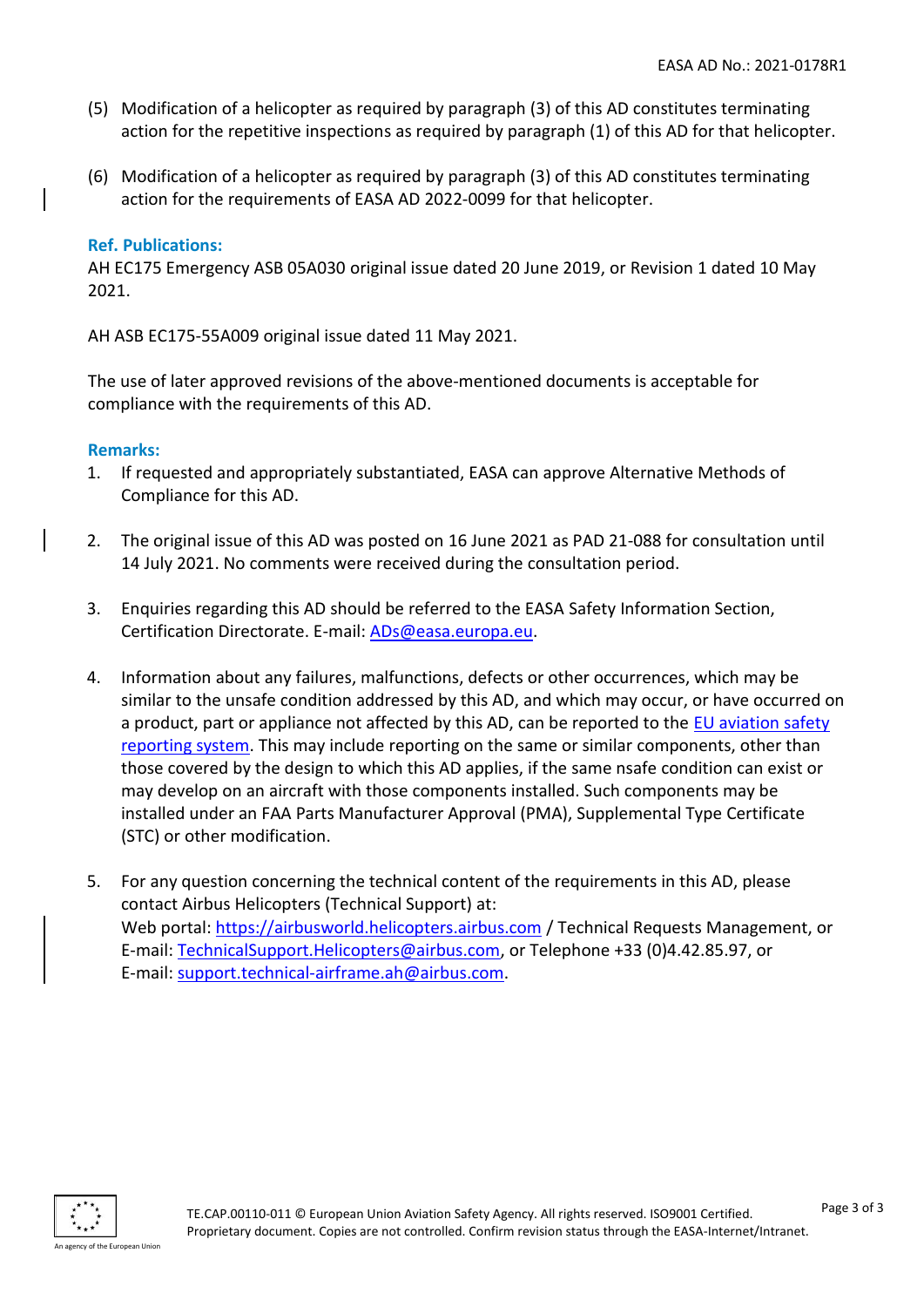(5) Modification of a helicopter as required by paragraph (3) of this AD constitutes terminating action for the repetitive inspections as required by paragraph (1) of this AD for that helicopter.

(6) Modification of a helicopter as required by paragraph (3) of this AD constitutes terminating action for the requirements of EASA AD 2022-0099 for that helicopter.

**Ref. Publications:**

AH EC175 Emergency ASB 05A030 original issue dated 20 June 2019, or Revision 1 dated 10 May 2021.

AH ASB EC175-55A009 original issue dated 11 May 2021.

The use of later approved revisions of the above-mentioned documents is acceptable for compliance with the requirements of this AD.

**Remarks:**

1. If requested and appropriately substantiated, EASA can approve Alternative Methods of Compliance for this AD.

2. The original issue of this AD was posted on 16 June 2021 as PAD 21-088 for consultation until 14 July 2021. No comments were received during the consultation period.

3. Enquiries regarding this AD should be referred to the EASA Safety Information Section, Certification Directorate. E-mail: ADs@easa.europa.eu.

4. Information about any failures, malfunctions, defects or other occurrences, which may be similar to the unsafe condition addressed by this AD, and which may occur, or have occurred on a product, part or appliance not affected by this AD, can be reported to the EU aviation safety reporting system. This may include reporting on the same or similar components, other than those covered by the design to which this AD applies, if the same nsafe condition can exist or may develop on an aircraft with those components installed. Such components may be installed under an FAA Parts Manufacturer Approval (PMA), Supplemental Type Certificate (STC) or other modification.

5. For any question concerning the technical content of the requirements in this AD, please contact Airbus Helicopters (Technical Support) at:
   Web portal: https://airbusworld.helicopters.airbus.com / Technical Requests Management, or
   E-mail: TechnicalSupport.Helicopters@airbus.com, or Telephone +33 (0)4.42.85.97, or
   E-mail: support.technical-airframe.ah@airbus.com.